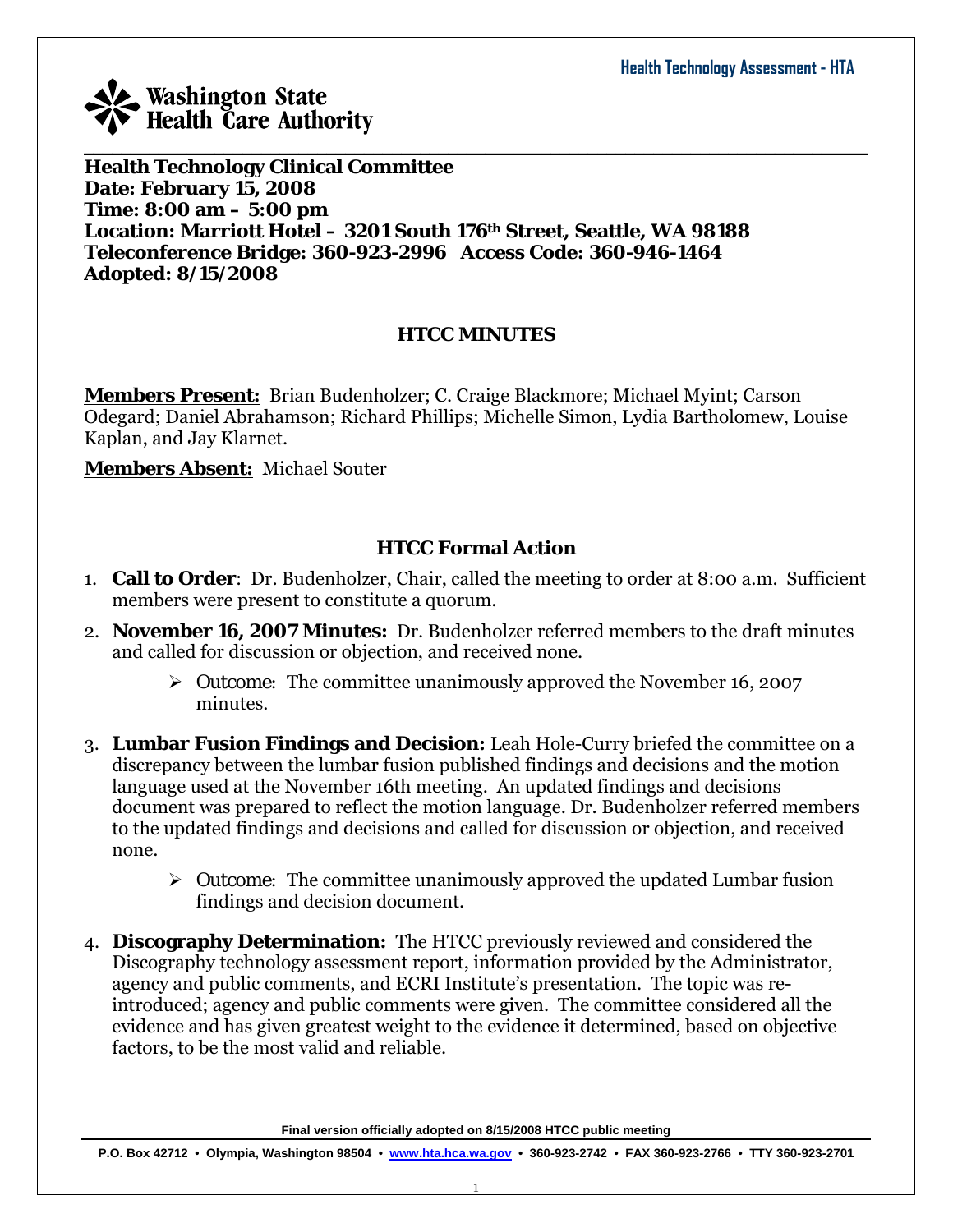Washington State Health Care Authority

**Health Technology Clinical Committee**
**Date: February 15, 2008**
**Time: 8:00 am – 5:00 pm**
**Location: Marriott Hotel – 3201 South 176th Street, Seattle, WA 98188**
**Teleconference Bridge: 360-923-2996 Access Code: 360-946-1464**
**Adopted: 8/15/2008**

## HTCC MINUTES

**Members Present:** Brian Budenholzer; C. Craige Blackmore; Michael Myint; Carson Odegard; Daniel Abrahamson; Richard Phillips; Michelle Simon, Lydia Bartholomew, Louise Kaplan, and Jay Klarnet.

**Members Absent:** Michael Souter

## HTCC Formal Action

1. **Call to Order**: Dr. Budenholzer, Chair, called the meeting to order at 8:00 a.m. Sufficient members were present to constitute a quorum.

2. **November 16, 2007 Minutes:** Dr. Budenholzer referred members to the draft minutes and called for discussion or objection, and received none.
   - Outcome: The committee unanimously approved the November 16, 2007 minutes.

3. **Lumbar Fusion Findings and Decision:** Leah Hole-Curry briefed the committee on a discrepancy between the lumbar fusion published findings and decisions and the motion language used at the November 16th meeting. An updated findings and decisions document was prepared to reflect the motion language. Dr. Budenholzer referred members to the updated findings and decisions and called for discussion or objection, and received none.
   - Outcome: The committee unanimously approved the updated Lumbar fusion findings and decision document.

4. **Discography Determination:** The HTCC previously reviewed and considered the Discography technology assessment report, information provided by the Administrator, agency and public comments, and ECRI Institute's presentation. The topic was re-introduced; agency and public comments were given. The committee considered all the evidence and has given greatest weight to the evidence it determined, based on objective factors, to be the most valid and reliable.

Final version officially adopted on 8/15/2008 HTCC public meeting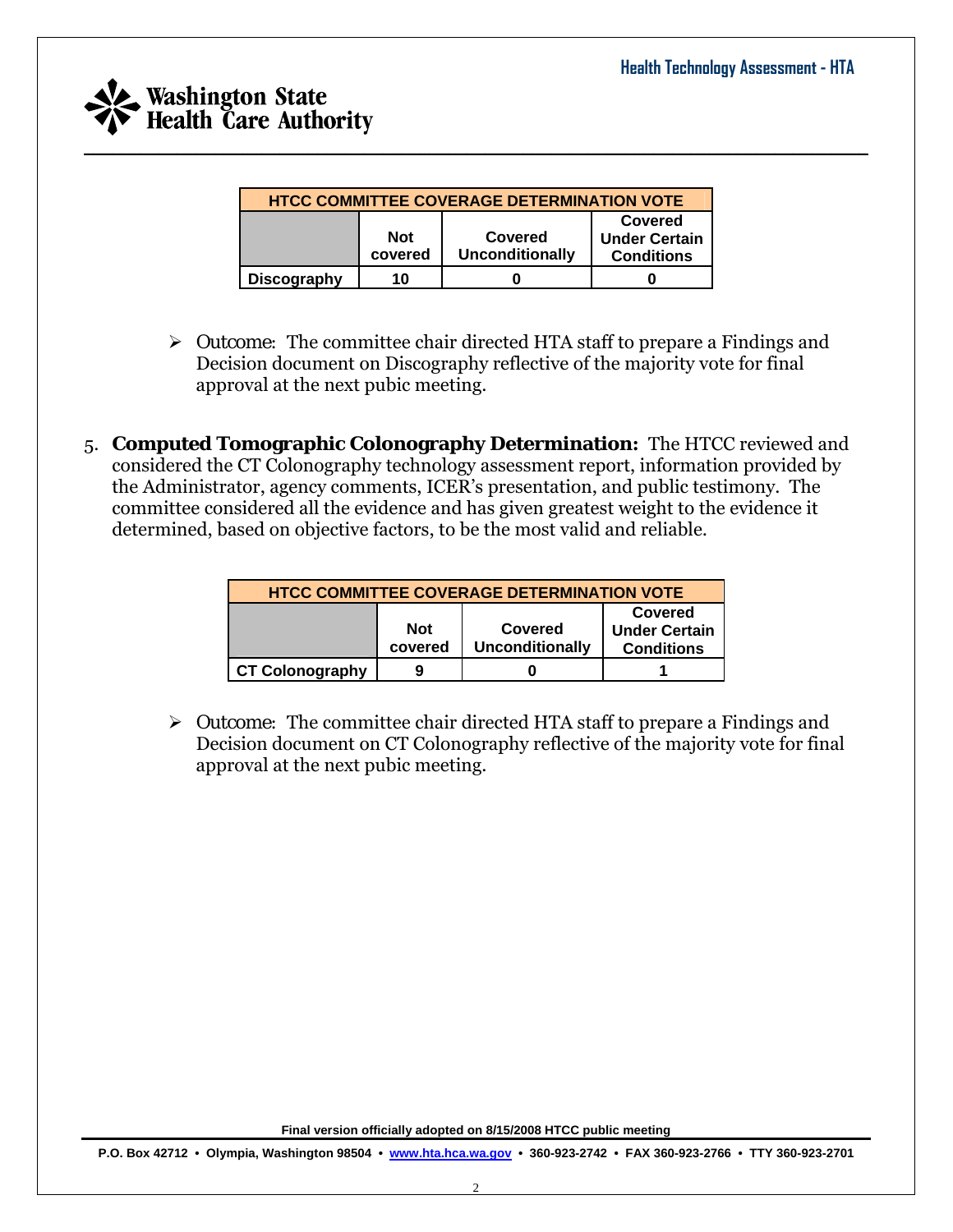| HTCC COMMITTEE COVERAGE DETERMINATION VOTE | | | |
|---|---|---|---|
| | Not covered | Covered Unconditionally | Covered Under Certain Conditions |
| Discography | 10 | 0 | 0 |

- Outcome: The committee chair directed HTA staff to prepare a Findings and Decision document on Discography reflective of the majority vote for final approval at the next pubic meeting.

5. **Computed Tomographic Colonography Determination:** The HTCC reviewed and considered the CT Colonography technology assessment report, information provided by the Administrator, agency comments, ICER's presentation, and public testimony. The committee considered all the evidence and has given greatest weight to the evidence it determined, based on objective factors, to be the most valid and reliable.

| HTCC COMMITTEE COVERAGE DETERMINATION VOTE | | | |
|---|---|---|---|
| | Not covered | Covered Unconditionally | Covered Under Certain Conditions |
| CT Colonography | 9 | 0 | 1 |

- Outcome: The committee chair directed HTA staff to prepare a Findings and Decision document on CT Colonography reflective of the majority vote for final approval at the next pubic meeting.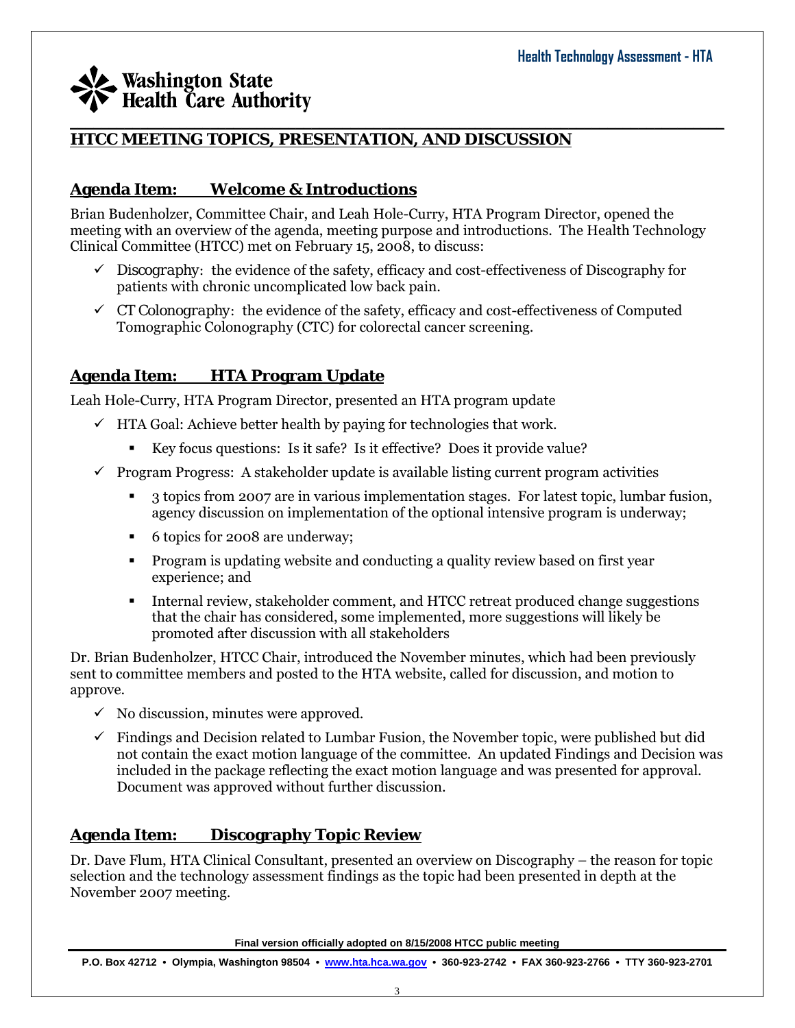## HTCC MEETING TOPICS, PRESENTATION, AND DISCUSSION

### Agenda Item: Welcome & Introductions

Brian Budenholzer, Committee Chair, and Leah Hole-Curry, HTA Program Director, opened the meeting with an overview of the agenda, meeting purpose and introductions. The Health Technology Clinical Committee (HTCC) met on February 15, 2008, to discuss:

- ✓ Discography: the evidence of the safety, efficacy and cost-effectiveness of Discography for patients with chronic uncomplicated low back pain.
- ✓ CT Colonography: the evidence of the safety, efficacy and cost-effectiveness of Computed Tomographic Colonography (CTC) for colorectal cancer screening.

### Agenda Item: HTA Program Update

Leah Hole-Curry, HTA Program Director, presented an HTA program update

- ✓ HTA Goal: Achieve better health by paying for technologies that work.
  - Key focus questions: Is it safe? Is it effective? Does it provide value?
- ✓ Program Progress: A stakeholder update is available listing current program activities
  - 3 topics from 2007 are in various implementation stages. For latest topic, lumbar fusion, agency discussion on implementation of the optional intensive program is underway;
  - 6 topics for 2008 are underway;
  - Program is updating website and conducting a quality review based on first year experience; and
  - Internal review, stakeholder comment, and HTCC retreat produced change suggestions that the chair has considered, some implemented, more suggestions will likely be promoted after discussion with all stakeholders

Dr. Brian Budenholzer, HTCC Chair, introduced the November minutes, which had been previously sent to committee members and posted to the HTA website, called for discussion, and motion to approve.

- ✓ No discussion, minutes were approved.
- ✓ Findings and Decision related to Lumbar Fusion, the November topic, were published but did not contain the exact motion language of the committee. An updated Findings and Decision was included in the package reflecting the exact motion language and was presented for approval. Document was approved without further discussion.

### Agenda Item: Discography Topic Review

Dr. Dave Flum, HTA Clinical Consultant, presented an overview on Discography – the reason for topic selection and the technology assessment findings as the topic had been presented in depth at the November 2007 meeting.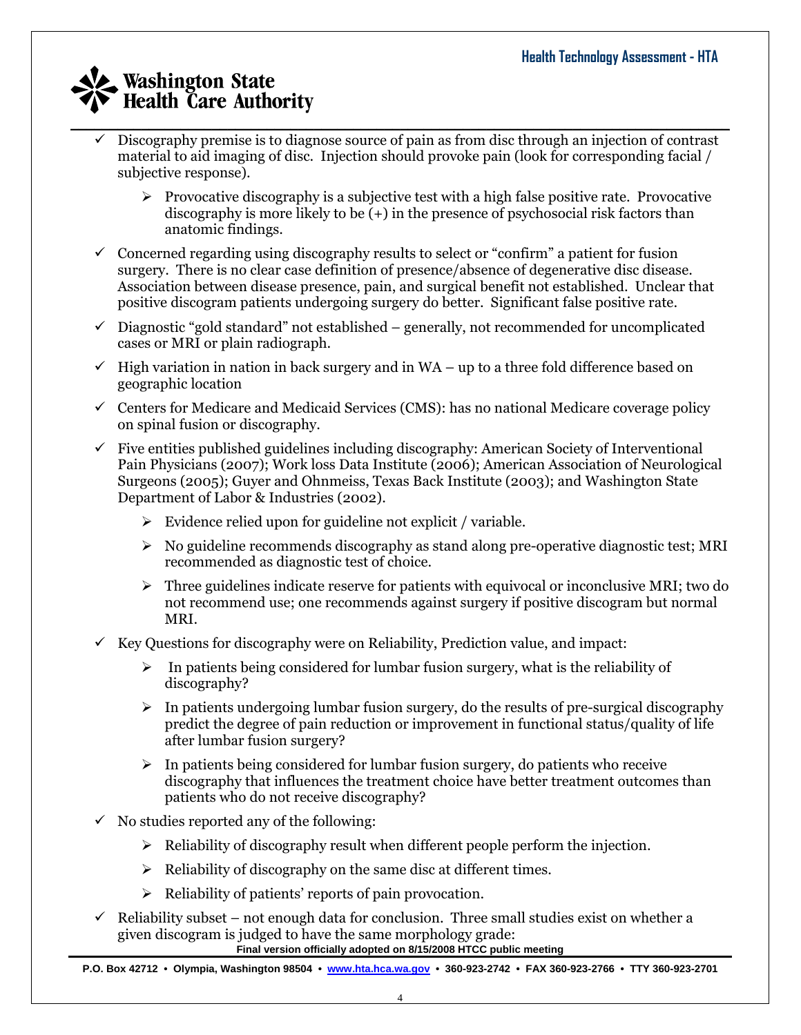- Discography premise is to diagnose source of pain as from disc through an injection of contrast material to aid imaging of disc. Injection should provoke pain (look for corresponding facial / subjective response).
  - Provocative discography is a subjective test with a high false positive rate. Provocative discography is more likely to be (+) in the presence of psychosocial risk factors than anatomic findings.
- Concerned regarding using discography results to select or "confirm" a patient for fusion surgery. There is no clear case definition of presence/absence of degenerative disc disease. Association between disease presence, pain, and surgical benefit not established. Unclear that positive discogram patients undergoing surgery do better. Significant false positive rate.
- Diagnostic "gold standard" not established – generally, not recommended for uncomplicated cases or MRI or plain radiograph.
- High variation in nation in back surgery and in WA – up to a three fold difference based on geographic location
- Centers for Medicare and Medicaid Services (CMS): has no national Medicare coverage policy on spinal fusion or discography.
- Five entities published guidelines including discography: American Society of Interventional Pain Physicians (2007); Work loss Data Institute (2006); American Association of Neurological Surgeons (2005); Guyer and Ohnmeiss, Texas Back Institute (2003); and Washington State Department of Labor & Industries (2002).
  - Evidence relied upon for guideline not explicit / variable.
  - No guideline recommends discography as stand along pre-operative diagnostic test; MRI recommended as diagnostic test of choice.
  - Three guidelines indicate reserve for patients with equivocal or inconclusive MRI; two do not recommend use; one recommends against surgery if positive discogram but normal MRI.
- Key Questions for discography were on Reliability, Prediction value, and impact:
  - In patients being considered for lumbar fusion surgery, what is the reliability of discography?
  - In patients undergoing lumbar fusion surgery, do the results of pre-surgical discography predict the degree of pain reduction or improvement in functional status/quality of life after lumbar fusion surgery?
  - In patients being considered for lumbar fusion surgery, do patients who receive discography that influences the treatment choice have better treatment outcomes than patients who do not receive discography?
- No studies reported any of the following:
  - Reliability of discography result when different people perform the injection.
  - Reliability of discography on the same disc at different times.
  - Reliability of patients' reports of pain provocation.
- Reliability subset – not enough data for conclusion. Three small studies exist on whether a given discogram is judged to have the same morphology grade: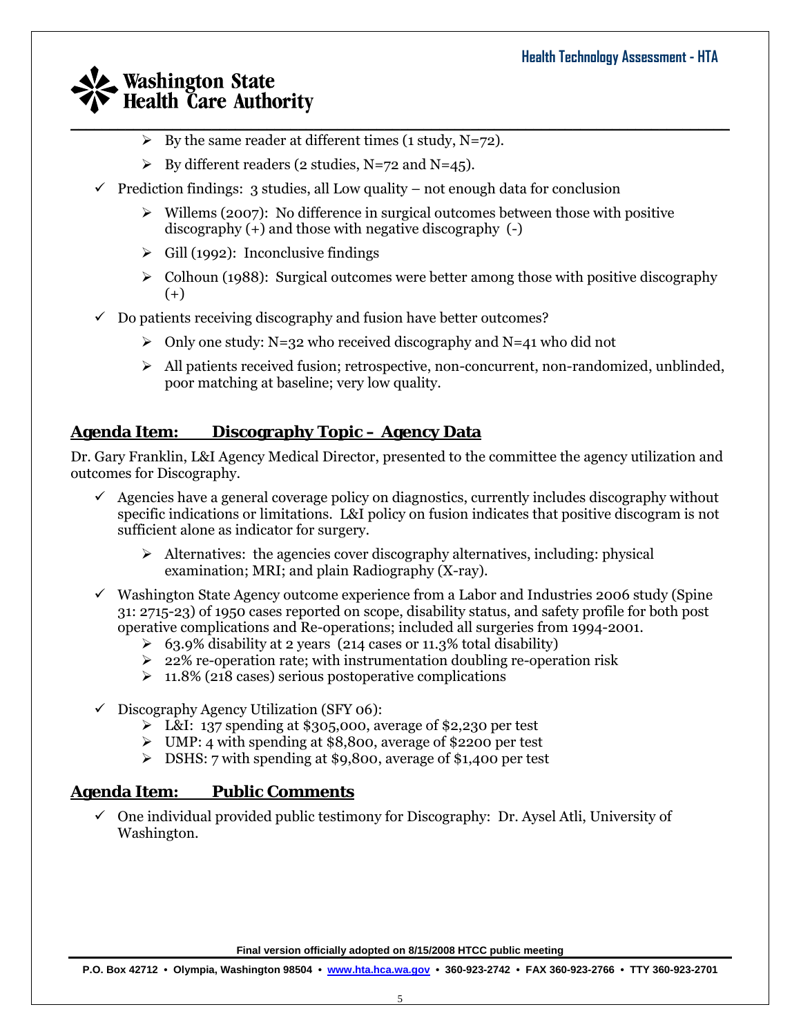- By the same reader at different times (1 study, N=72).
- By different readers (2 studies, N=72 and N=45).

- Prediction findings: 3 studies, all Low quality – not enough data for conclusion
  - Willems (2007): No difference in surgical outcomes between those with positive discography (+) and those with negative discography (-)
  - Gill (1992): Inconclusive findings
  - Colhoun (1988): Surgical outcomes were better among those with positive discography (+)
- Do patients receiving discography and fusion have better outcomes?
  - Only one study: N=32 who received discography and N=41 who did not
  - All patients received fusion; retrospective, non-concurrent, non-randomized, unblinded, poor matching at baseline; very low quality.

## Agenda Item: Discography Topic – Agency Data

Dr. Gary Franklin, L&I Agency Medical Director, presented to the committee the agency utilization and outcomes for Discography.

- Agencies have a general coverage policy on diagnostics, currently includes discography without specific indications or limitations. L&I policy on fusion indicates that positive discogram is not sufficient alone as indicator for surgery.
  - Alternatives: the agencies cover discography alternatives, including: physical examination; MRI; and plain Radiography (X-ray).
- Washington State Agency outcome experience from a Labor and Industries 2006 study (Spine 31: 2715-23) of 1950 cases reported on scope, disability status, and safety profile for both post operative complications and Re-operations; included all surgeries from 1994-2001.
  - 63.9% disability at 2 years (214 cases or 11.3% total disability)
  - 22% re-operation rate; with instrumentation doubling re-operation risk
  - 11.8% (218 cases) serious postoperative complications
- Discography Agency Utilization (SFY 06):
  - L&I: 137 spending at $305,000, average of $2,230 per test
  - UMP: 4 with spending at $8,800, average of $2200 per test
  - DSHS: 7 with spending at $9,800, average of $1,400 per test

## Agenda Item: Public Comments

- One individual provided public testimony for Discography: Dr. Aysel Atli, University of Washington.

Final version officially adopted on 8/15/2008 HTCC public meeting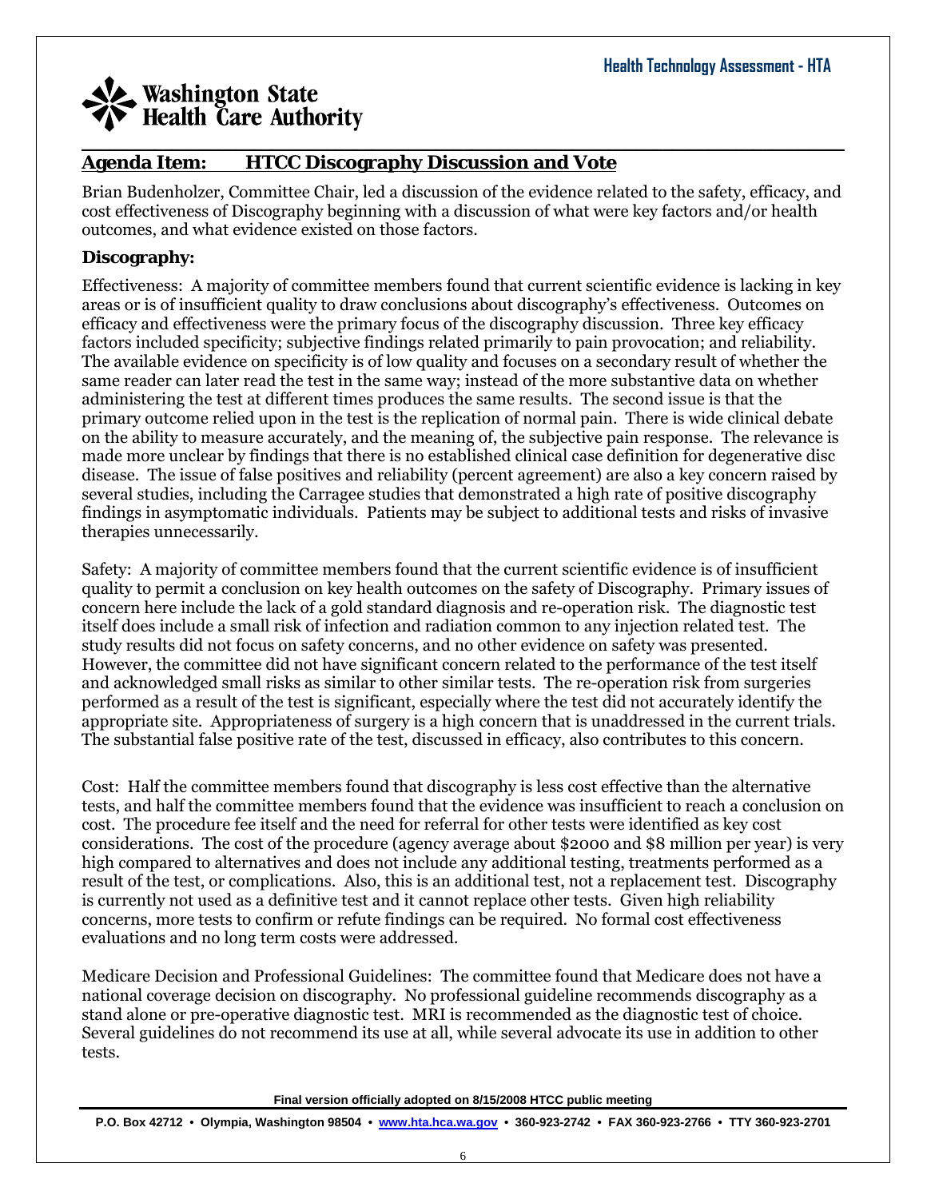## Agenda Item: HTCC Discography Discussion and Vote

Brian Budenholzer, Committee Chair, led a discussion of the evidence related to the safety, efficacy, and cost effectiveness of Discography beginning with a discussion of what were key factors and/or health outcomes, and what evidence existed on those factors.

**Discography:**

Effectiveness: A majority of committee members found that current scientific evidence is lacking in key areas or is of insufficient quality to draw conclusions about discography's effectiveness. Outcomes on efficacy and effectiveness were the primary focus of the discography discussion. Three key efficacy factors included specificity; subjective findings related primarily to pain provocation; and reliability. The available evidence on specificity is of low quality and focuses on a secondary result of whether the same reader can later read the test in the same way; instead of the more substantive data on whether administering the test at different times produces the same results. The second issue is that the primary outcome relied upon in the test is the replication of normal pain. There is wide clinical debate on the ability to measure accurately, and the meaning of, the subjective pain response. The relevance is made more unclear by findings that there is no established clinical case definition for degenerative disc disease. The issue of false positives and reliability (percent agreement) are also a key concern raised by several studies, including the Carragee studies that demonstrated a high rate of positive discography findings in asymptomatic individuals. Patients may be subject to additional tests and risks of invasive therapies unnecessarily.

Safety: A majority of committee members found that the current scientific evidence is of insufficient quality to permit a conclusion on key health outcomes on the safety of Discography. Primary issues of concern here include the lack of a gold standard diagnosis and re-operation risk. The diagnostic test itself does include a small risk of infection and radiation common to any injection related test. The study results did not focus on safety concerns, and no other evidence on safety was presented. However, the committee did not have significant concern related to the performance of the test itself and acknowledged small risks as similar to other similar tests. The re-operation risk from surgeries performed as a result of the test is significant, especially where the test did not accurately identify the appropriate site. Appropriateness of surgery is a high concern that is unaddressed in the current trials. The substantial false positive rate of the test, discussed in efficacy, also contributes to this concern.

Cost: Half the committee members found that discography is less cost effective than the alternative tests, and half the committee members found that the evidence was insufficient to reach a conclusion on cost. The procedure fee itself and the need for referral for other tests were identified as key cost considerations. The cost of the procedure (agency average about $2000 and $8 million per year) is very high compared to alternatives and does not include any additional testing, treatments performed as a result of the test, or complications. Also, this is an additional test, not a replacement test. Discography is currently not used as a definitive test and it cannot replace other tests. Given high reliability concerns, more tests to confirm or refute findings can be required. No formal cost effectiveness evaluations and no long term costs were addressed.

Medicare Decision and Professional Guidelines: The committee found that Medicare does not have a national coverage decision on discography. No professional guideline recommends discography as a stand alone or pre-operative diagnostic test. MRI is recommended as the diagnostic test of choice. Several guidelines do not recommend its use at all, while several advocate its use in addition to other tests.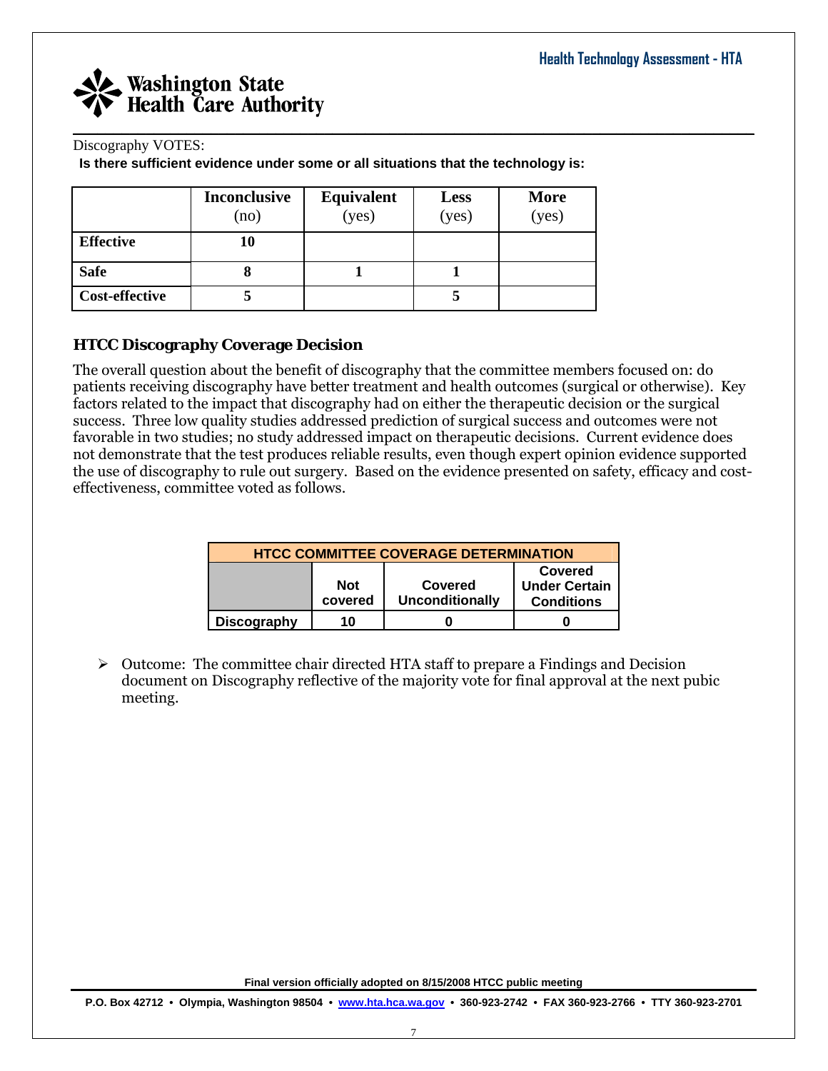Discography VOTES:

**Is there sufficient evidence under some or all situations that the technology is:**

| | **Inconclusive** (no) | **Equivalent** (yes) | **Less** (yes) | **More** (yes) |
|---|---|---|---|---|
| **Effective** | **10** | | | |
| **Safe** | **8** | **1** | **1** | |
| **Cost-effective** | **5** | | **5** | |

## HTCC Discography Coverage Decision

The overall question about the benefit of discography that the committee members focused on: do patients receiving discography have better treatment and health outcomes (surgical or otherwise). Key factors related to the impact that discography had on either the therapeutic decision or the surgical success. Three low quality studies addressed prediction of surgical success and outcomes were not favorable in two studies; no study addressed impact on therapeutic decisions. Current evidence does not demonstrate that the test produces reliable results, even though expert opinion evidence supported the use of discography to rule out surgery. Based on the evidence presented on safety, efficacy and cost-effectiveness, committee voted as follows.

| **HTCC COMMITTEE COVERAGE DETERMINATION** | | | |
|---|---|---|---|
| | **Not covered** | **Covered Unconditionally** | **Covered Under Certain Conditions** |
| **Discography** | **10** | **0** | **0** |

- Outcome: The committee chair directed HTA staff to prepare a Findings and Decision document on Discography reflective of the majority vote for final approval at the next pubic meeting.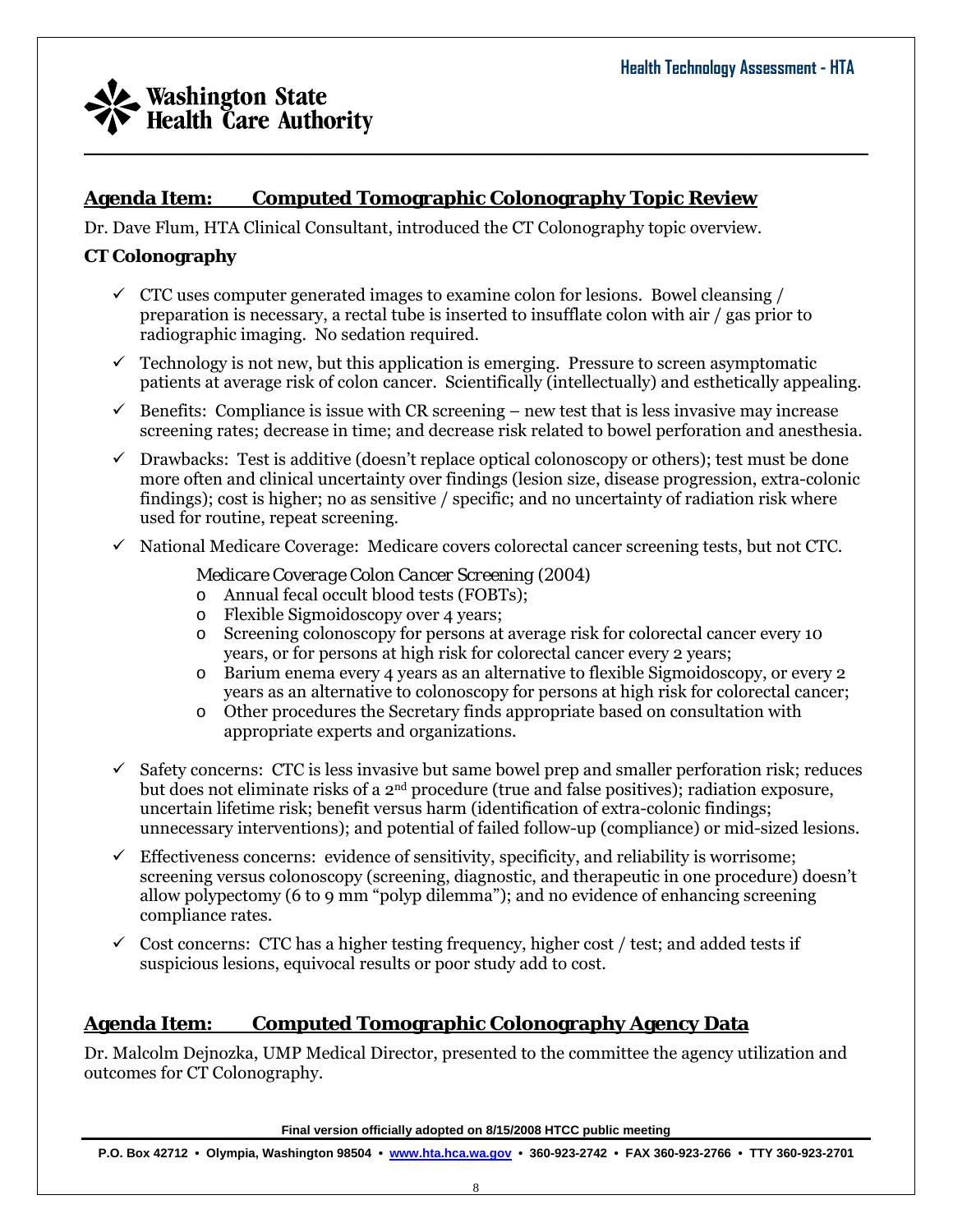## Agenda Item: Computed Tomographic Colonography Topic Review

Dr. Dave Flum, HTA Clinical Consultant, introduced the CT Colonography topic overview.

### CT Colonography

- ✓ CTC uses computer generated images to examine colon for lesions. Bowel cleansing / preparation is necessary, a rectal tube is inserted to insufflate colon with air / gas prior to radiographic imaging. No sedation required.
- ✓ Technology is not new, but this application is emerging. Pressure to screen asymptomatic patients at average risk of colon cancer. Scientifically (intellectually) and esthetically appealing.
- ✓ Benefits: Compliance is issue with CR screening – new test that is less invasive may increase screening rates; decrease in time; and decrease risk related to bowel perforation and anesthesia.
- ✓ Drawbacks: Test is additive (doesn't replace optical colonoscopy or others); test must be done more often and clinical uncertainty over findings (lesion size, disease progression, extra-colonic findings); cost is higher; no as sensitive / specific; and no uncertainty of radiation risk where used for routine, repeat screening.
- ✓ National Medicare Coverage: Medicare covers colorectal cancer screening tests, but not CTC.

  *Medicare Coverage Colon Cancer Screening (2004)*
  - Annual fecal occult blood tests (FOBTs);
  - Flexible Sigmoidoscopy over 4 years;
  - Screening colonoscopy for persons at average risk for colorectal cancer every 10 years, or for persons at high risk for colorectal cancer every 2 years;
  - Barium enema every 4 years as an alternative to flexible Sigmoidoscopy, or every 2 years as an alternative to colonoscopy for persons at high risk for colorectal cancer;
  - Other procedures the Secretary finds appropriate based on consultation with appropriate experts and organizations.

- ✓ Safety concerns: CTC is less invasive but same bowel prep and smaller perforation risk; reduces but does not eliminate risks of a 2nd procedure (true and false positives); radiation exposure, uncertain lifetime risk; benefit versus harm (identification of extra-colonic findings; unnecessary interventions); and potential of failed follow-up (compliance) or mid-sized lesions.
- ✓ Effectiveness concerns: evidence of sensitivity, specificity, and reliability is worrisome; screening versus colonoscopy (screening, diagnostic, and therapeutic in one procedure) doesn't allow polypectomy (6 to 9 mm "polyp dilemma"); and no evidence of enhancing screening compliance rates.
- ✓ Cost concerns: CTC has a higher testing frequency, higher cost / test; and added tests if suspicious lesions, equivocal results or poor study add to cost.

## Agenda Item: Computed Tomographic Colonography Agency Data

Dr. Malcolm Dejnozka, UMP Medical Director, presented to the committee the agency utilization and outcomes for CT Colonography.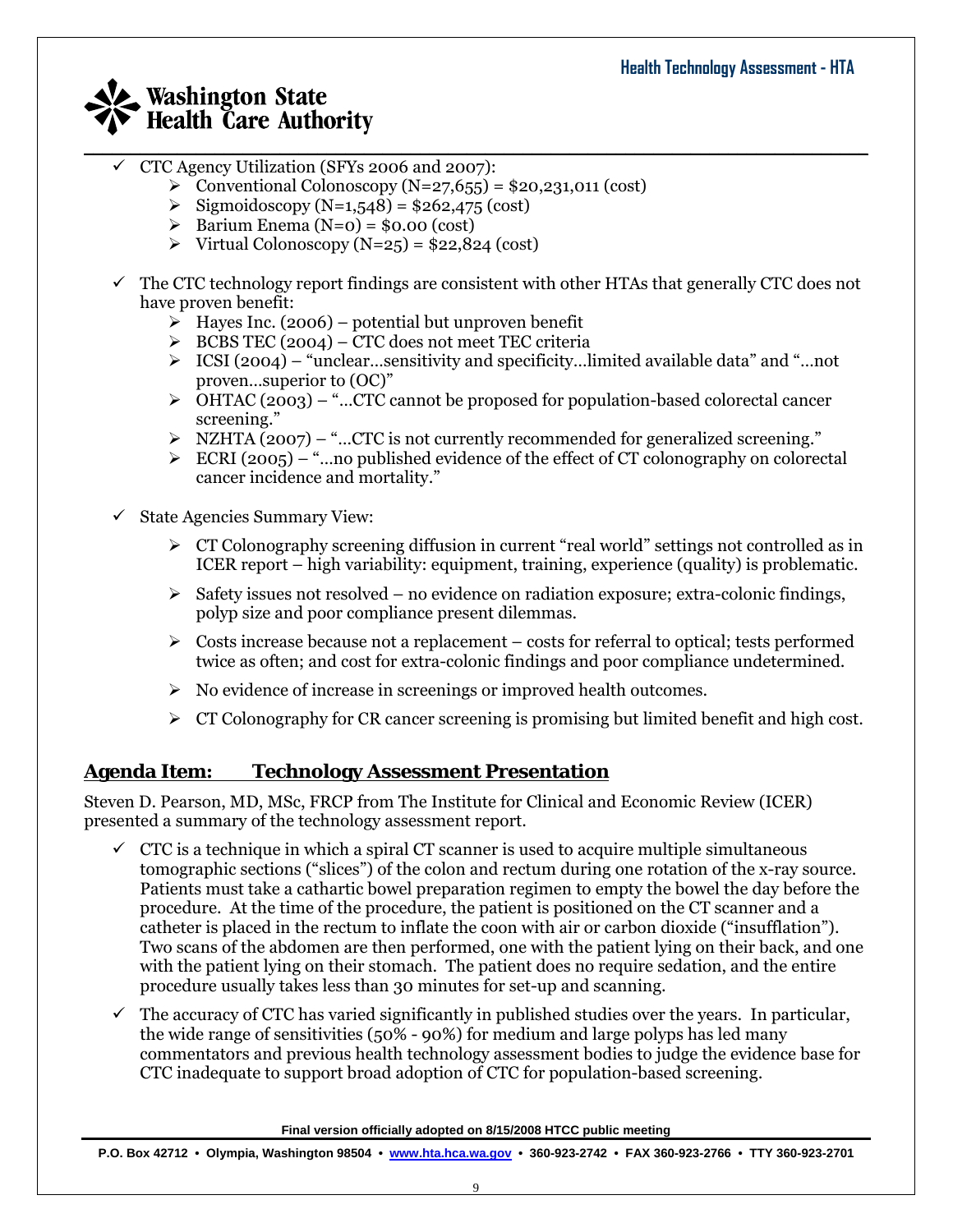- CTC Agency Utilization (SFYs 2006 and 2007):
  - Conventional Colonoscopy (N=27,655) = $20,231,011 (cost)
  - Sigmoidoscopy (N=1,548) = $262,475 (cost)
  - Barium Enema (N=0) = $0.00 (cost)
  - Virtual Colonoscopy (N=25) = $22,824 (cost)

- The CTC technology report findings are consistent with other HTAs that generally CTC does not have proven benefit:
  - Hayes Inc. (2006) – potential but unproven benefit
  - BCBS TEC (2004) – CTC does not meet TEC criteria
  - ICSI (2004) – "unclear…sensitivity and specificity…limited available data" and "…not proven…superior to (OC)"
  - OHTAC (2003) – "…CTC cannot be proposed for population-based colorectal cancer screening."
  - NZHTA (2007) – "…CTC is not currently recommended for generalized screening."
  - ECRI (2005) – "…no published evidence of the effect of CT colonography on colorectal cancer incidence and mortality."

- State Agencies Summary View:
  - CT Colonography screening diffusion in current "real world" settings not controlled as in ICER report – high variability: equipment, training, experience (quality) is problematic.
  - Safety issues not resolved – no evidence on radiation exposure; extra-colonic findings, polyp size and poor compliance present dilemmas.
  - Costs increase because not a replacement – costs for referral to optical; tests performed twice as often; and cost for extra-colonic findings and poor compliance undetermined.
  - No evidence of increase in screenings or improved health outcomes.
  - CT Colonography for CR cancer screening is promising but limited benefit and high cost.

## Agenda Item: Technology Assessment Presentation

Steven D. Pearson, MD, MSc, FRCP from The Institute for Clinical and Economic Review (ICER) presented a summary of the technology assessment report.

- CTC is a technique in which a spiral CT scanner is used to acquire multiple simultaneous tomographic sections ("slices") of the colon and rectum during one rotation of the x-ray source. Patients must take a cathartic bowel preparation regimen to empty the bowel the day before the procedure. At the time of the procedure, the patient is positioned on the CT scanner and a catheter is placed in the rectum to inflate the coon with air or carbon dioxide ("insufflation"). Two scans of the abdomen are then performed, one with the patient lying on their back, and one with the patient lying on their stomach. The patient does no require sedation, and the entire procedure usually takes less than 30 minutes for set-up and scanning.
- The accuracy of CTC has varied significantly in published studies over the years. In particular, the wide range of sensitivities (50% - 90%) for medium and large polyps has led many commentators and previous health technology assessment bodies to judge the evidence base for CTC inadequate to support broad adoption of CTC for population-based screening.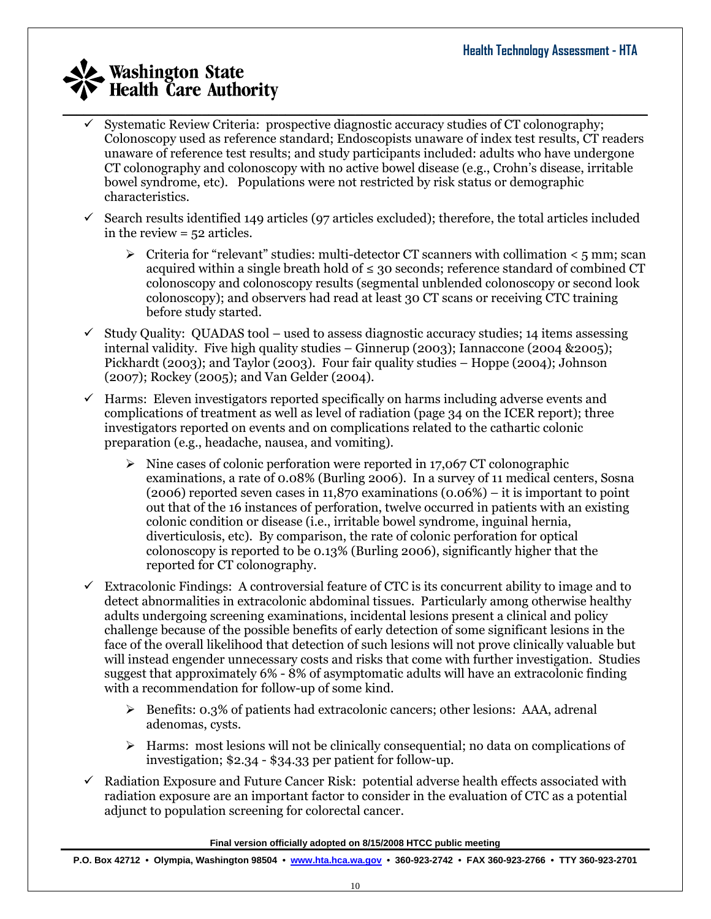- Systematic Review Criteria: prospective diagnostic accuracy studies of CT colonography; Colonoscopy used as reference standard; Endoscopists unaware of index test results, CT readers unaware of reference test results; and study participants included: adults who have undergone CT colonography and colonoscopy with no active bowel disease (e.g., Crohn's disease, irritable bowel syndrome, etc). Populations were not restricted by risk status or demographic characteristics.
- Search results identified 149 articles (97 articles excluded); therefore, the total articles included in the review = 52 articles.
  - Criteria for "relevant" studies: multi-detector CT scanners with collimation < 5 mm; scan acquired within a single breath hold of ≤ 30 seconds; reference standard of combined CT colonoscopy and colonoscopy results (segmental unblended colonoscopy or second look colonoscopy); and observers had read at least 30 CT scans or receiving CTC training before study started.
- Study Quality: QUADAS tool – used to assess diagnostic accuracy studies; 14 items assessing internal validity. Five high quality studies – Ginnerup (2003); Iannaccone (2004 &2005); Pickhardt (2003); and Taylor (2003). Four fair quality studies – Hoppe (2004); Johnson (2007); Rockey (2005); and Van Gelder (2004).
- Harms: Eleven investigators reported specifically on harms including adverse events and complications of treatment as well as level of radiation (page 34 on the ICER report); three investigators reported on events and on complications related to the cathartic colonic preparation (e.g., headache, nausea, and vomiting).
  - Nine cases of colonic perforation were reported in 17,067 CT colonographic examinations, a rate of 0.08% (Burling 2006). In a survey of 11 medical centers, Sosna (2006) reported seven cases in 11,870 examinations (0.06%) – it is important to point out that of the 16 instances of perforation, twelve occurred in patients with an existing colonic condition or disease (i.e., irritable bowel syndrome, inguinal hernia, diverticulosis, etc). By comparison, the rate of colonic perforation for optical colonoscopy is reported to be 0.13% (Burling 2006), significantly higher that the reported for CT colonography.
- Extracolonic Findings: A controversial feature of CTC is its concurrent ability to image and to detect abnormalities in extracolonic abdominal tissues. Particularly among otherwise healthy adults undergoing screening examinations, incidental lesions present a clinical and policy challenge because of the possible benefits of early detection of some significant lesions in the face of the overall likelihood that detection of such lesions will not prove clinically valuable but will instead engender unnecessary costs and risks that come with further investigation. Studies suggest that approximately 6% - 8% of asymptomatic adults will have an extracolonic finding with a recommendation for follow-up of some kind.
  - Benefits: 0.3% of patients had extracolonic cancers; other lesions: AAA, adrenal adenomas, cysts.
  - Harms: most lesions will not be clinically consequential; no data on complications of investigation; $2.34 - $34.33 per patient for follow-up.
- Radiation Exposure and Future Cancer Risk: potential adverse health effects associated with radiation exposure are an important factor to consider in the evaluation of CTC as a potential adjunct to population screening for colorectal cancer.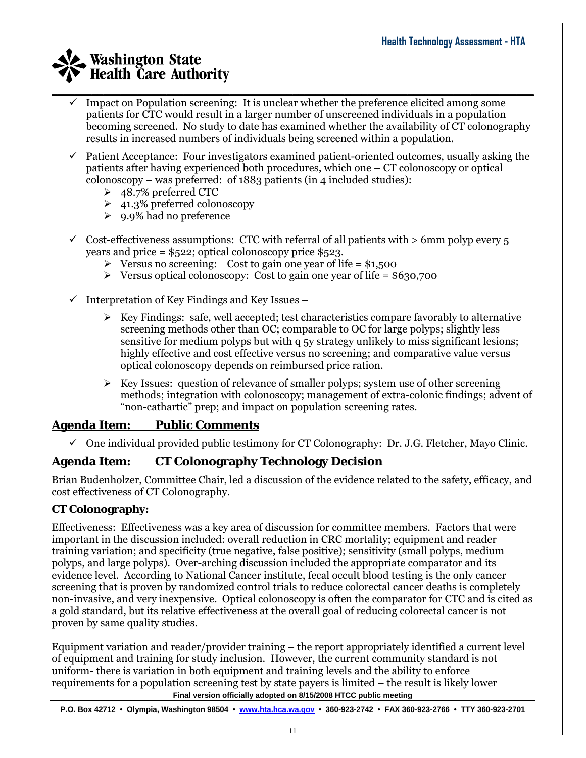- ✓ Impact on Population screening: It is unclear whether the preference elicited among some patients for CTC would result in a larger number of unscreened individuals in a population becoming screened. No study to date has examined whether the availability of CT colonography results in increased numbers of individuals being screened within a population.
- ✓ Patient Acceptance: Four investigators examined patient-oriented outcomes, usually asking the patients after having experienced both procedures, which one – CT colonoscopy or optical colonoscopy – was preferred: of 1883 patients (in 4 included studies):
  - 48.7% preferred CTC
  - 41.3% preferred colonoscopy
  - 9.9% had no preference
- ✓ Cost-effectiveness assumptions: CTC with referral of all patients with > 6mm polyp every 5 years and price = $522; optical colonoscopy price $523.
  - Versus no screening: Cost to gain one year of life = $1,500
  - Versus optical colonoscopy: Cost to gain one year of life = $630,700
- ✓ Interpretation of Key Findings and Key Issues –
  - Key Findings: safe, well accepted; test characteristics compare favorably to alternative screening methods other than OC; comparable to OC for large polyps; slightly less sensitive for medium polyps but with q 5y strategy unlikely to miss significant lesions; highly effective and cost effective versus no screening; and comparative value versus optical colonoscopy depends on reimbursed price ration.
  - Key Issues: question of relevance of smaller polyps; system use of other screening methods; integration with colonoscopy; management of extra-colonic findings; advent of "non-cathartic" prep; and impact on population screening rates.

## Agenda Item: Public Comments

- ✓ One individual provided public testimony for CT Colonography: Dr. J.G. Fletcher, Mayo Clinic.

## Agenda Item: CT Colonography Technology Decision

Brian Budenholzer, Committee Chair, led a discussion of the evidence related to the safety, efficacy, and cost effectiveness of CT Colonography.

### CT Colonography:

Effectiveness: Effectiveness was a key area of discussion for committee members. Factors that were important in the discussion included: overall reduction in CRC mortality; equipment and reader training variation; and specificity (true negative, false positive); sensitivity (small polyps, medium polyps, and large polyps). Over-arching discussion included the appropriate comparator and its evidence level. According to National Cancer institute, fecal occult blood testing is the only cancer screening that is proven by randomized control trials to reduce colorectal cancer deaths is completely non-invasive, and very inexpensive. Optical colonoscopy is often the comparator for CTC and is cited as a gold standard, but its relative effectiveness at the overall goal of reducing colorectal cancer is not proven by same quality studies.

Equipment variation and reader/provider training – the report appropriately identified a current level of equipment and training for study inclusion. However, the current community standard is not uniform- there is variation in both equipment and training levels and the ability to enforce requirements for a population screening test by state payers is limited – the result is likely lower

Final version officially adopted on 8/15/2008 HTCC public meeting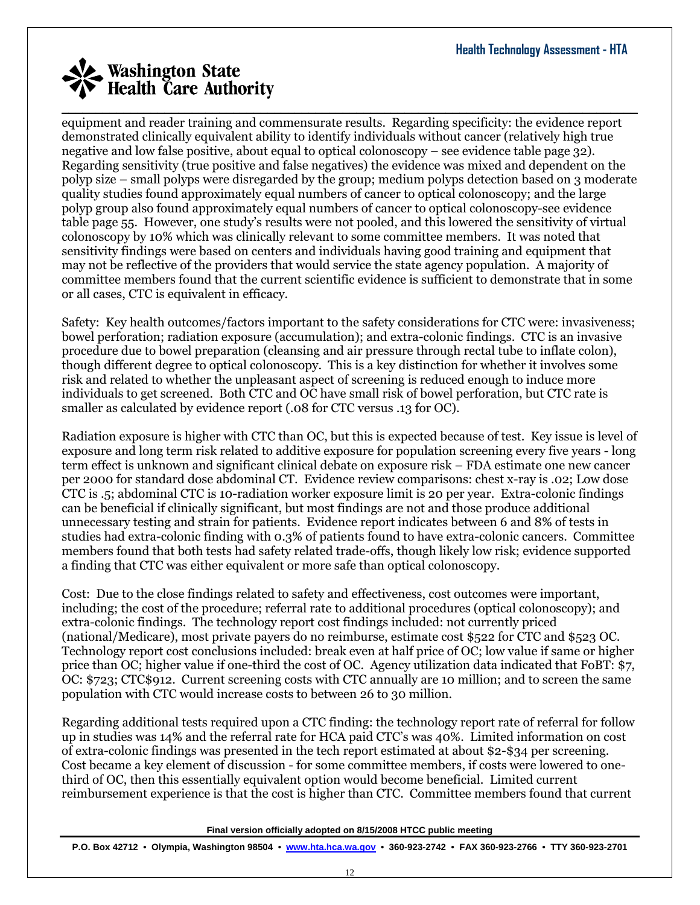equipment and reader training and commensurate results. Regarding specificity: the evidence report demonstrated clinically equivalent ability to identify individuals without cancer (relatively high true negative and low false positive, about equal to optical colonoscopy – see evidence table page 32). Regarding sensitivity (true positive and false negatives) the evidence was mixed and dependent on the polyp size – small polyps were disregarded by the group; medium polyps detection based on 3 moderate quality studies found approximately equal numbers of cancer to optical colonoscopy; and the large polyp group also found approximately equal numbers of cancer to optical colonoscopy-see evidence table page 55. However, one study's results were not pooled, and this lowered the sensitivity of virtual colonoscopy by 10% which was clinically relevant to some committee members. It was noted that sensitivity findings were based on centers and individuals having good training and equipment that may not be reflective of the providers that would service the state agency population. A majority of committee members found that the current scientific evidence is sufficient to demonstrate that in some or all cases, CTC is equivalent in efficacy.

Safety: Key health outcomes/factors important to the safety considerations for CTC were: invasiveness; bowel perforation; radiation exposure (accumulation); and extra-colonic findings. CTC is an invasive procedure due to bowel preparation (cleansing and air pressure through rectal tube to inflate colon), though different degree to optical colonoscopy. This is a key distinction for whether it involves some risk and related to whether the unpleasant aspect of screening is reduced enough to induce more individuals to get screened. Both CTC and OC have small risk of bowel perforation, but CTC rate is smaller as calculated by evidence report (.08 for CTC versus .13 for OC).

Radiation exposure is higher with CTC than OC, but this is expected because of test. Key issue is level of exposure and long term risk related to additive exposure for population screening every five years - long term effect is unknown and significant clinical debate on exposure risk – FDA estimate one new cancer per 2000 for standard dose abdominal CT. Evidence review comparisons: chest x-ray is .02; Low dose CTC is .5; abdominal CTC is 10-radiation worker exposure limit is 20 per year. Extra-colonic findings can be beneficial if clinically significant, but most findings are not and those produce additional unnecessary testing and strain for patients. Evidence report indicates between 6 and 8% of tests in studies had extra-colonic finding with 0.3% of patients found to have extra-colonic cancers. Committee members found that both tests had safety related trade-offs, though likely low risk; evidence supported a finding that CTC was either equivalent or more safe than optical colonoscopy.

Cost: Due to the close findings related to safety and effectiveness, cost outcomes were important, including; the cost of the procedure; referral rate to additional procedures (optical colonoscopy); and extra-colonic findings. The technology report cost findings included: not currently priced (national/Medicare), most private payers do no reimburse, estimate cost $522 for CTC and $523 OC. Technology report cost conclusions included: break even at half price of OC; low value if same or higher price than OC; higher value if one-third the cost of OC. Agency utilization data indicated that FoBT: $7, OC: $723; CTC$912. Current screening costs with CTC annually are 10 million; and to screen the same population with CTC would increase costs to between 26 to 30 million.

Regarding additional tests required upon a CTC finding: the technology report rate of referral for follow up in studies was 14% and the referral rate for HCA paid CTC's was 40%. Limited information on cost of extra-colonic findings was presented in the tech report estimated at about $2-$34 per screening. Cost became a key element of discussion - for some committee members, if costs were lowered to one-third of OC, then this essentially equivalent option would become beneficial. Limited current reimbursement experience is that the cost is higher than CTC. Committee members found that current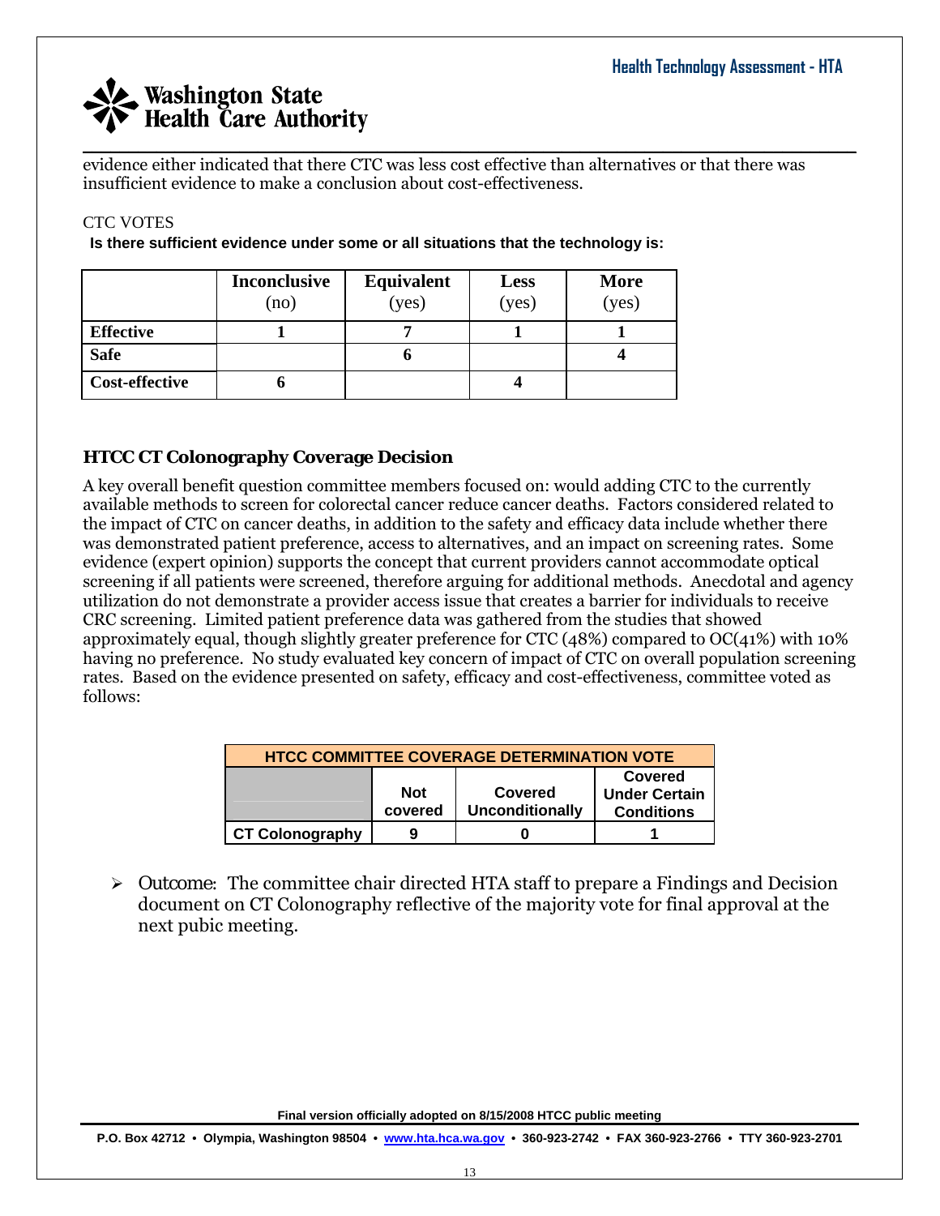evidence either indicated that there CTC was less cost effective than alternatives or that there was insufficient evidence to make a conclusion about cost-effectiveness.

CTC VOTES

**Is there sufficient evidence under some or all situations that the technology is:**

| | **Inconclusive** (no) | **Equivalent** (yes) | **Less** (yes) | **More** (yes) |
|---|---|---|---|---|
| **Effective** | 1 | 7 | 1 | 1 |
| **Safe** | | 6 | | 4 |
| **Cost-effective** | 6 | | 4 | |

### HTCC CT Colonography Coverage Decision

A key overall benefit question committee members focused on: would adding CTC to the currently available methods to screen for colorectal cancer reduce cancer deaths. Factors considered related to the impact of CTC on cancer deaths, in addition to the safety and efficacy data include whether there was demonstrated patient preference, access to alternatives, and an impact on screening rates. Some evidence (expert opinion) supports the concept that current providers cannot accommodate optical screening if all patients were screened, therefore arguing for additional methods. Anecdotal and agency utilization do not demonstrate a provider access issue that creates a barrier for individuals to receive CRC screening. Limited patient preference data was gathered from the studies that showed approximately equal, though slightly greater preference for CTC (48%) compared to OC(41%) with 10% having no preference. No study evaluated key concern of impact of CTC on overall population screening rates. Based on the evidence presented on safety, efficacy and cost-effectiveness, committee voted as follows:

| **HTCC COMMITTEE COVERAGE DETERMINATION VOTE** | | | |
|---|---|---|---|
| | **Not covered** | **Covered Unconditionally** | **Covered Under Certain Conditions** |
| **CT Colonography** | 9 | 0 | 1 |

- *Outcome:* The committee chair directed HTA staff to prepare a Findings and Decision document on CT Colonography reflective of the majority vote for final approval at the next pubic meeting.